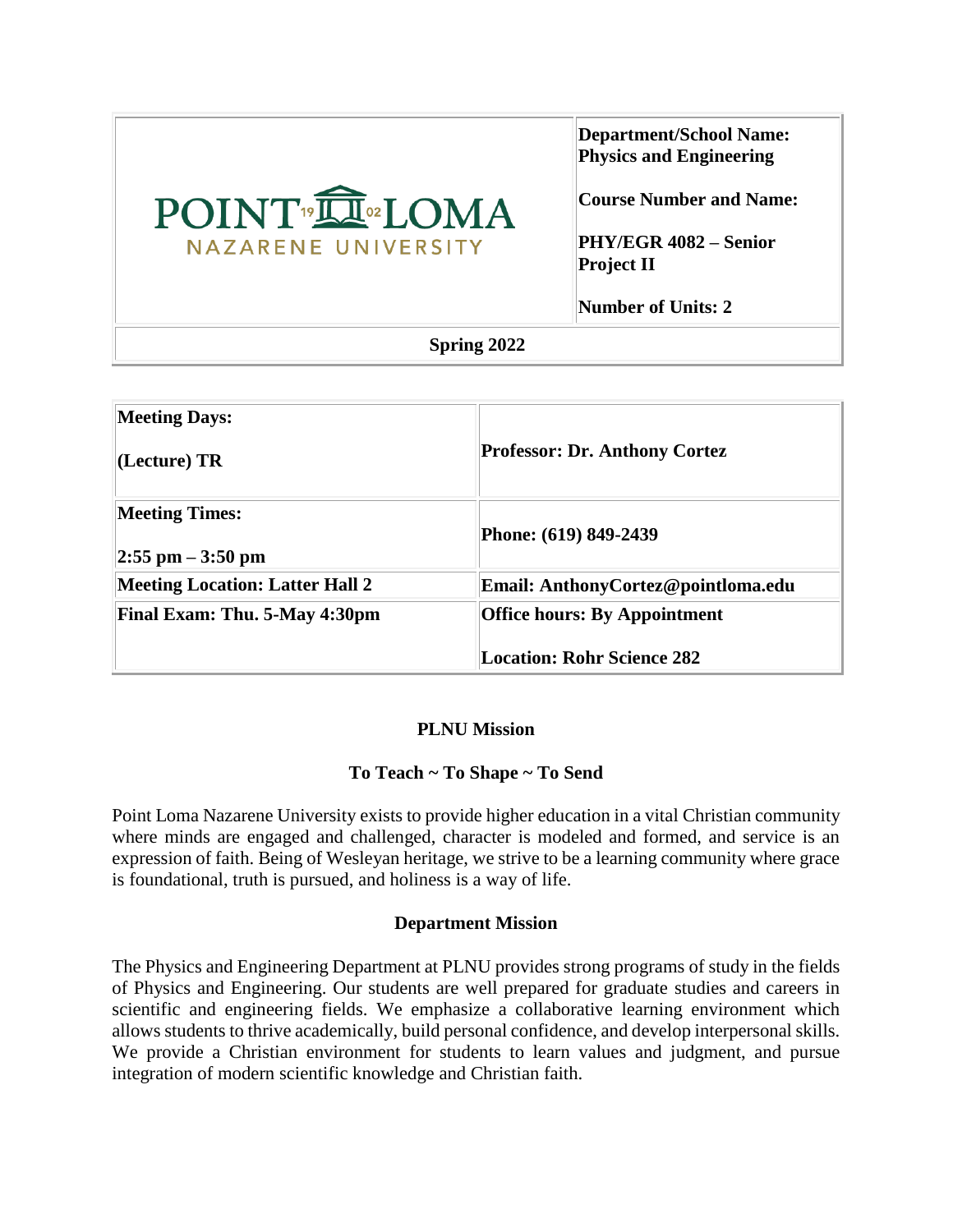| POINT LOMA NAZARENE UNIVERSITY | **Department/School Name: Physics and Engineering**<br><br>**Course Number and Name:**<br><br>**PHY/EGR 4082 – Senior Project II**<br><br>**Number of Units: 2** |
|---|---|
| **Spring 2022** | |

| **Meeting Days:**<br><br>**(Lecture) TR** | **Professor: Dr. Anthony Cortez** |
|---|---|
| **Meeting Times:**<br><br>**2:55 pm – 3:50 pm** | **Phone: (619) 849-2439** |
| **Meeting Location: Latter Hall 2** | **Email: AnthonyCortez@pointloma.edu** |
| **Final Exam: Thu. 5-May 4:30pm** | **Office hours: By Appointment**<br><br>**Location: Rohr Science 282** |

## PLNU Mission

### To Teach ~ To Shape ~ To Send

Point Loma Nazarene University exists to provide higher education in a vital Christian community where minds are engaged and challenged, character is modeled and formed, and service is an expression of faith. Being of Wesleyan heritage, we strive to be a learning community where grace is foundational, truth is pursued, and holiness is a way of life.

## Department Mission

The Physics and Engineering Department at PLNU provides strong programs of study in the fields of Physics and Engineering. Our students are well prepared for graduate studies and careers in scientific and engineering fields. We emphasize a collaborative learning environment which allows students to thrive academically, build personal confidence, and develop interpersonal skills. We provide a Christian environment for students to learn values and judgment, and pursue integration of modern scientific knowledge and Christian faith.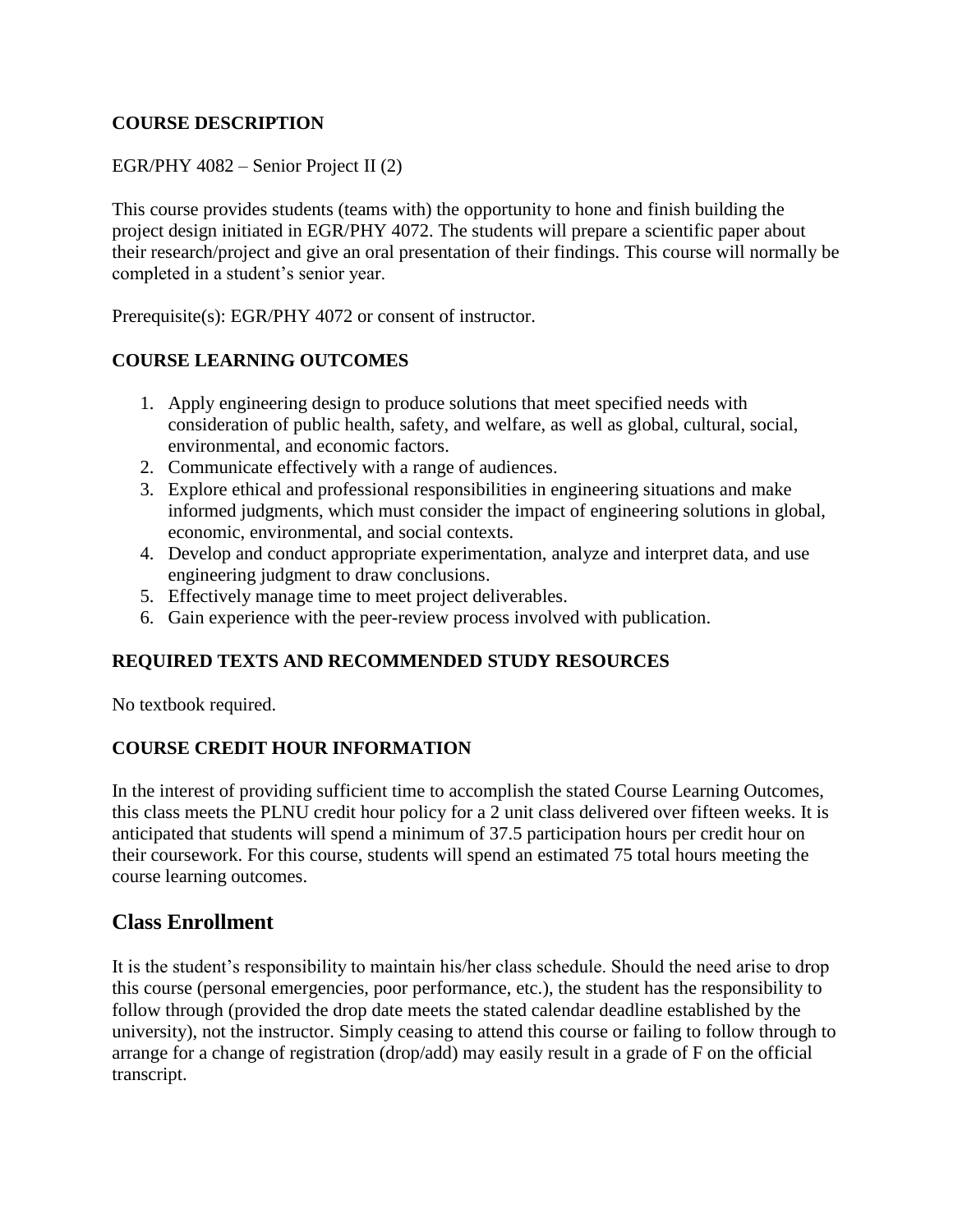### COURSE DESCRIPTION

EGR/PHY 4082 – Senior Project II (2)

This course provides students (teams with) the opportunity to hone and finish building the project design initiated in EGR/PHY 4072. The students will prepare a scientific paper about their research/project and give an oral presentation of their findings. This course will normally be completed in a student's senior year.

Prerequisite(s): EGR/PHY 4072 or consent of instructor.

### COURSE LEARNING OUTCOMES

1. Apply engineering design to produce solutions that meet specified needs with consideration of public health, safety, and welfare, as well as global, cultural, social, environmental, and economic factors.
2. Communicate effectively with a range of audiences.
3. Explore ethical and professional responsibilities in engineering situations and make informed judgments, which must consider the impact of engineering solutions in global, economic, environmental, and social contexts.
4. Develop and conduct appropriate experimentation, analyze and interpret data, and use engineering judgment to draw conclusions.
5. Effectively manage time to meet project deliverables.
6. Gain experience with the peer-review process involved with publication.

### REQUIRED TEXTS AND RECOMMENDED STUDY RESOURCES

No textbook required.

### COURSE CREDIT HOUR INFORMATION

In the interest of providing sufficient time to accomplish the stated Course Learning Outcomes, this class meets the PLNU credit hour policy for a 2 unit class delivered over fifteen weeks. It is anticipated that students will spend a minimum of 37.5 participation hours per credit hour on their coursework. For this course, students will spend an estimated 75 total hours meeting the course learning outcomes.

## Class Enrollment

It is the student's responsibility to maintain his/her class schedule. Should the need arise to drop this course (personal emergencies, poor performance, etc.), the student has the responsibility to follow through (provided the drop date meets the stated calendar deadline established by the university), not the instructor. Simply ceasing to attend this course or failing to follow through to arrange for a change of registration (drop/add) may easily result in a grade of F on the official transcript.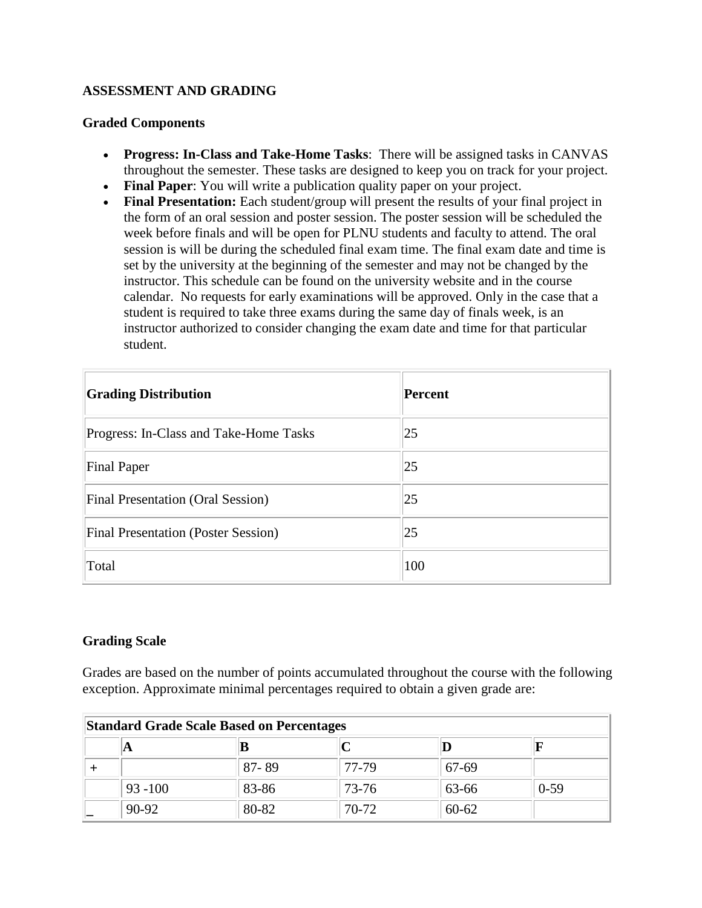**ASSESSMENT AND GRADING**

**Graded Components**

- **Progress: In-Class and Take-Home Tasks**: There will be assigned tasks in CANVAS throughout the semester. These tasks are designed to keep you on track for your project.
- **Final Paper**: You will write a publication quality paper on your project.
- **Final Presentation:** Each student/group will present the results of your final project in the form of an oral session and poster session. The poster session will be scheduled the week before finals and will be open for PLNU students and faculty to attend. The oral session is will be during the scheduled final exam time. The final exam date and time is set by the university at the beginning of the semester and may not be changed by the instructor. This schedule can be found on the university website and in the course calendar. No requests for early examinations will be approved. Only in the case that a student is required to take three exams during the same day of finals week, is an instructor authorized to consider changing the exam date and time for that particular student.

| Grading Distribution | Percent |
|---|---|
| Progress: In-Class and Take-Home Tasks | 25 |
| Final Paper | 25 |
| Final Presentation (Oral Session) | 25 |
| Final Presentation (Poster Session) | 25 |
| Total | 100 |

**Grading Scale**

Grades are based on the number of points accumulated throughout the course with the following exception. Approximate minimal percentages required to obtain a given grade are:

| Standard Grade Scale Based on Percentages | | | | | |
|---|---|---|---|---|---|
| | **A** | **B** | **C** | **D** | **F** |
| + | | 87- 89 | 77-79 | 67-69 | |
| | 93 -100 | 83-86 | 73-76 | 63-66 | 0-59 |
| _ | 90-92 | 80-82 | 70-72 | 60-62 | |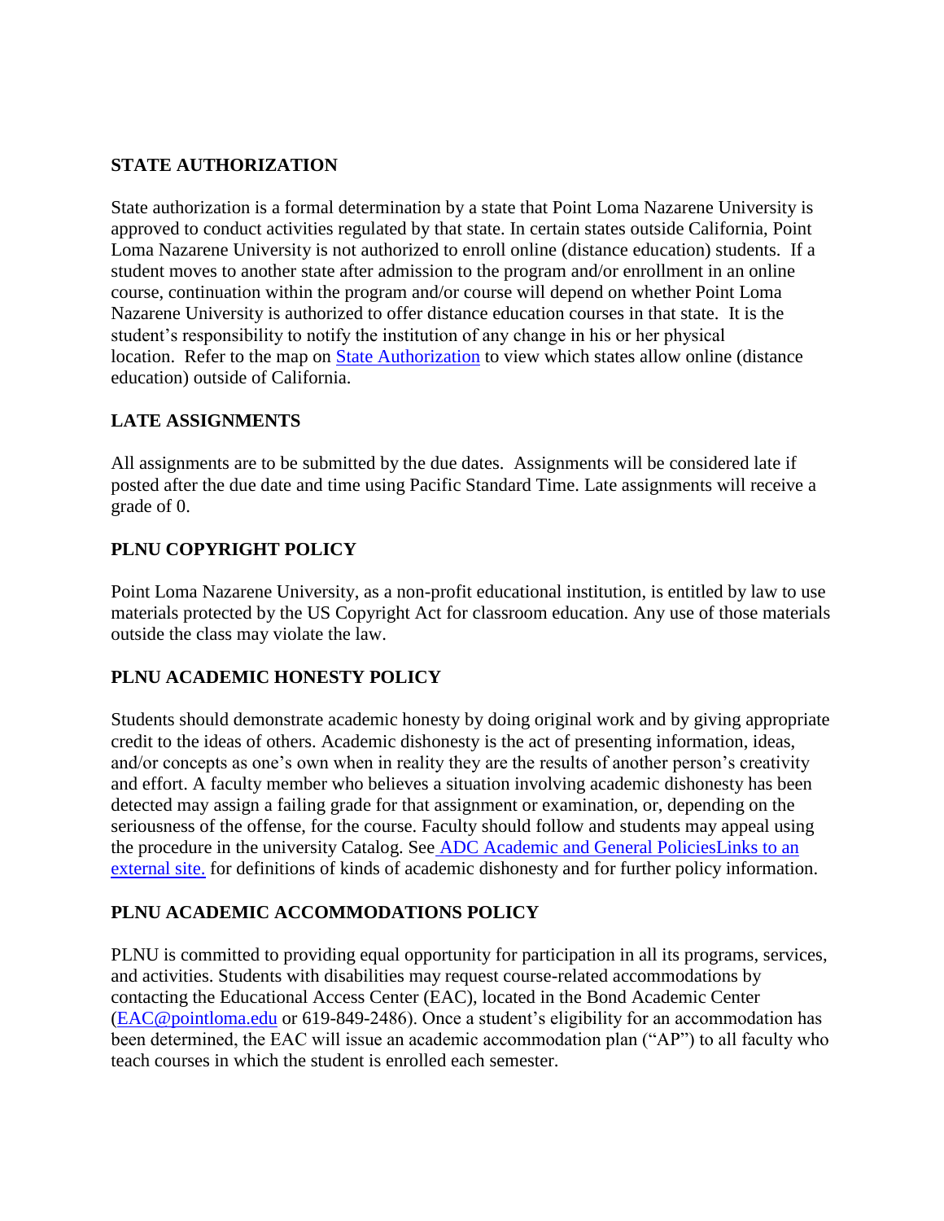## STATE AUTHORIZATION

State authorization is a formal determination by a state that Point Loma Nazarene University is approved to conduct activities regulated by that state. In certain states outside California, Point Loma Nazarene University is not authorized to enroll online (distance education) students. If a student moves to another state after admission to the program and/or enrollment in an online course, continuation within the program and/or course will depend on whether Point Loma Nazarene University is authorized to offer distance education courses in that state. It is the student's responsibility to notify the institution of any change in his or her physical location. Refer to the map on [State Authorization] to view which states allow online (distance education) outside of California.

## LATE ASSIGNMENTS

All assignments are to be submitted by the due dates. Assignments will be considered late if posted after the due date and time using Pacific Standard Time. Late assignments will receive a grade of 0.

## PLNU COPYRIGHT POLICY

Point Loma Nazarene University, as a non-profit educational institution, is entitled by law to use materials protected by the US Copyright Act for classroom education. Any use of those materials outside the class may violate the law.

## PLNU ACADEMIC HONESTY POLICY

Students should demonstrate academic honesty by doing original work and by giving appropriate credit to the ideas of others. Academic dishonesty is the act of presenting information, ideas, and/or concepts as one's own when in reality they are the results of another person's creativity and effort. A faculty member who believes a situation involving academic dishonesty has been detected may assign a failing grade for that assignment or examination, or, depending on the seriousness of the offense, for the course. Faculty should follow and students may appeal using the procedure in the university Catalog. See ADC Academic and General PoliciesLinks to an external site. for definitions of kinds of academic dishonesty and for further policy information.

## PLNU ACADEMIC ACCOMMODATIONS POLICY

PLNU is committed to providing equal opportunity for participation in all its programs, services, and activities. Students with disabilities may request course-related accommodations by contacting the Educational Access Center (EAC), located in the Bond Academic Center (EAC@pointloma.edu or 619-849-2486). Once a student's eligibility for an accommodation has been determined, the EAC will issue an academic accommodation plan ("AP") to all faculty who teach courses in which the student is enrolled each semester.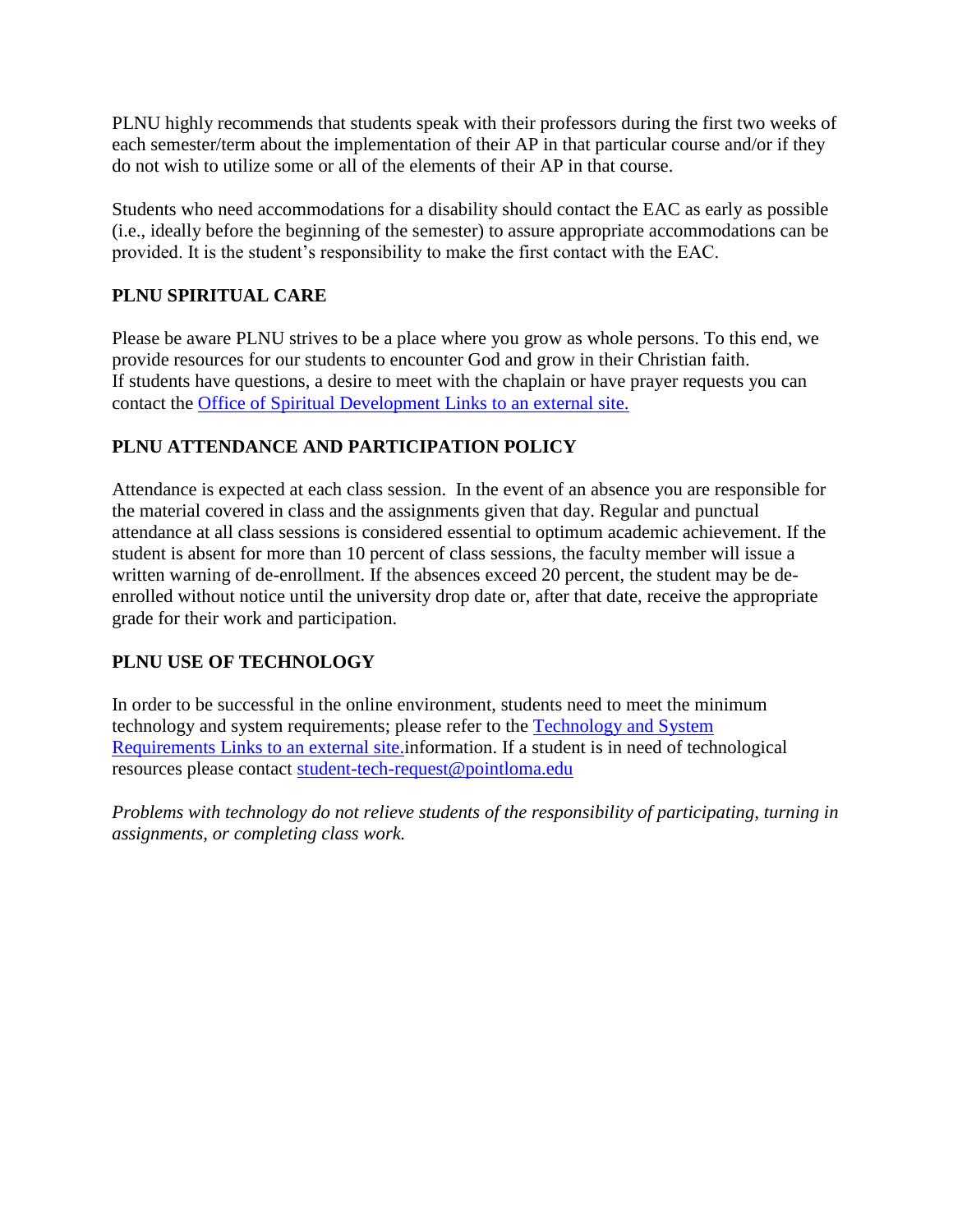PLNU highly recommends that students speak with their professors during the first two weeks of each semester/term about the implementation of their AP in that particular course and/or if they do not wish to utilize some or all of the elements of their AP in that course.

Students who need accommodations for a disability should contact the EAC as early as possible (i.e., ideally before the beginning of the semester) to assure appropriate accommodations can be provided. It is the student's responsibility to make the first contact with the EAC.

## PLNU SPIRITUAL CARE

Please be aware PLNU strives to be a place where you grow as whole persons. To this end, we provide resources for our students to encounter God and grow in their Christian faith.
If students have questions, a desire to meet with the chaplain or have prayer requests you can contact the Office of Spiritual Development Links to an external site.

## PLNU ATTENDANCE AND PARTICIPATION POLICY

Attendance is expected at each class session. In the event of an absence you are responsible for the material covered in class and the assignments given that day. Regular and punctual attendance at all class sessions is considered essential to optimum academic achievement. If the student is absent for more than 10 percent of class sessions, the faculty member will issue a written warning of de-enrollment. If the absences exceed 20 percent, the student may be de-enrolled without notice until the university drop date or, after that date, receive the appropriate grade for their work and participation.

## PLNU USE OF TECHNOLOGY

In order to be successful in the online environment, students need to meet the minimum technology and system requirements; please refer to the Technology and System Requirements Links to an external site.information. If a student is in need of technological resources please contact student-tech-request@pointloma.edu

*Problems with technology do not relieve students of the responsibility of participating, turning in assignments, or completing class work.*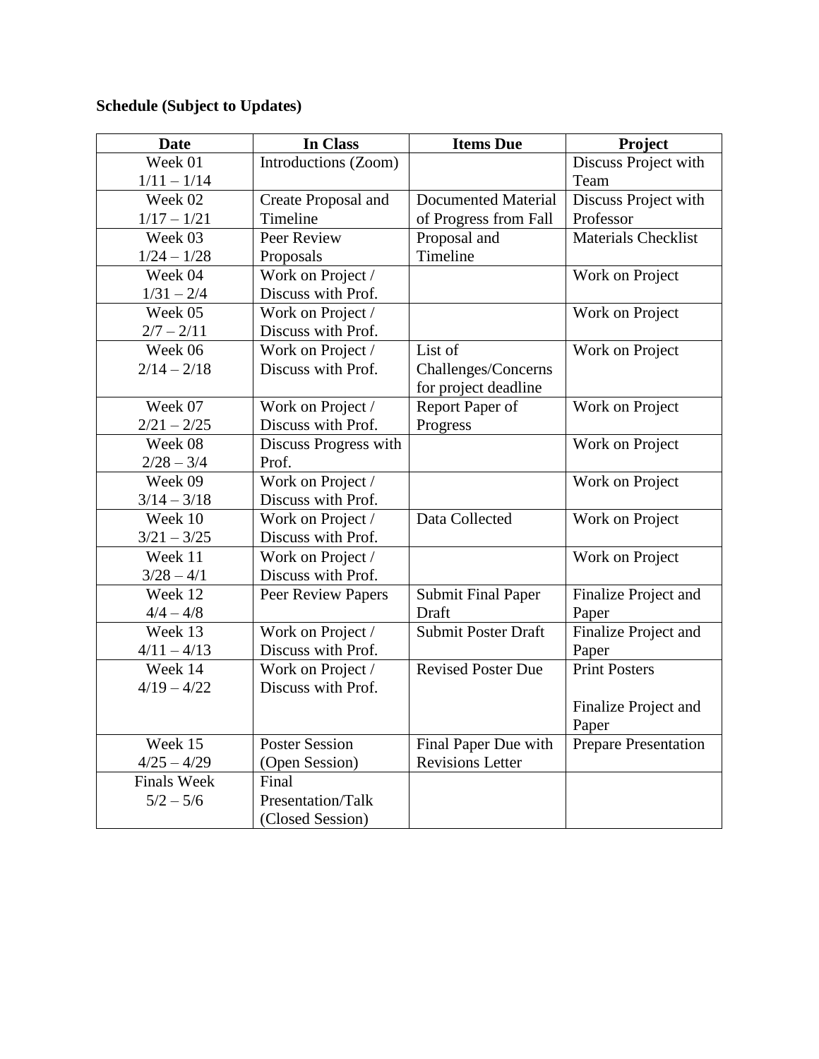**Schedule (Subject to Updates)**

| Date | In Class | Items Due | Project |
|---|---|---|---|
| Week 01<br>1/11 – 1/14 | Introductions (Zoom) | | Discuss Project with Team |
| Week 02<br>1/17 – 1/21 | Create Proposal and Timeline | Documented Material of Progress from Fall | Discuss Project with Professor |
| Week 03<br>1/24 – 1/28 | Peer Review Proposals | Proposal and Timeline | Materials Checklist |
| Week 04<br>1/31 – 2/4 | Work on Project / Discuss with Prof. | | Work on Project |
| Week 05<br>2/7 – 2/11 | Work on Project / Discuss with Prof. | | Work on Project |
| Week 06<br>2/14 – 2/18 | Work on Project / Discuss with Prof. | List of Challenges/Concerns for project deadline | Work on Project |
| Week 07<br>2/21 – 2/25 | Work on Project / Discuss with Prof. | Report Paper of Progress | Work on Project |
| Week 08<br>2/28 – 3/4 | Discuss Progress with Prof. | | Work on Project |
| Week 09<br>3/14 – 3/18 | Work on Project / Discuss with Prof. | | Work on Project |
| Week 10<br>3/21 – 3/25 | Work on Project / Discuss with Prof. | Data Collected | Work on Project |
| Week 11<br>3/28 – 4/1 | Work on Project / Discuss with Prof. | | Work on Project |
| Week 12<br>4/4 – 4/8 | Peer Review Papers | Submit Final Paper Draft | Finalize Project and Paper |
| Week 13<br>4/11 – 4/13 | Work on Project / Discuss with Prof. | Submit Poster Draft | Finalize Project and Paper |
| Week 14<br>4/19 – 4/22 | Work on Project / Discuss with Prof. | Revised Poster Due | Print Posters<br><br>Finalize Project and Paper |
| Week 15<br>4/25 – 4/29 | Poster Session (Open Session) | Final Paper Due with Revisions Letter | Prepare Presentation |
| Finals Week<br>5/2 – 5/6 | Final Presentation/Talk (Closed Session) | | |